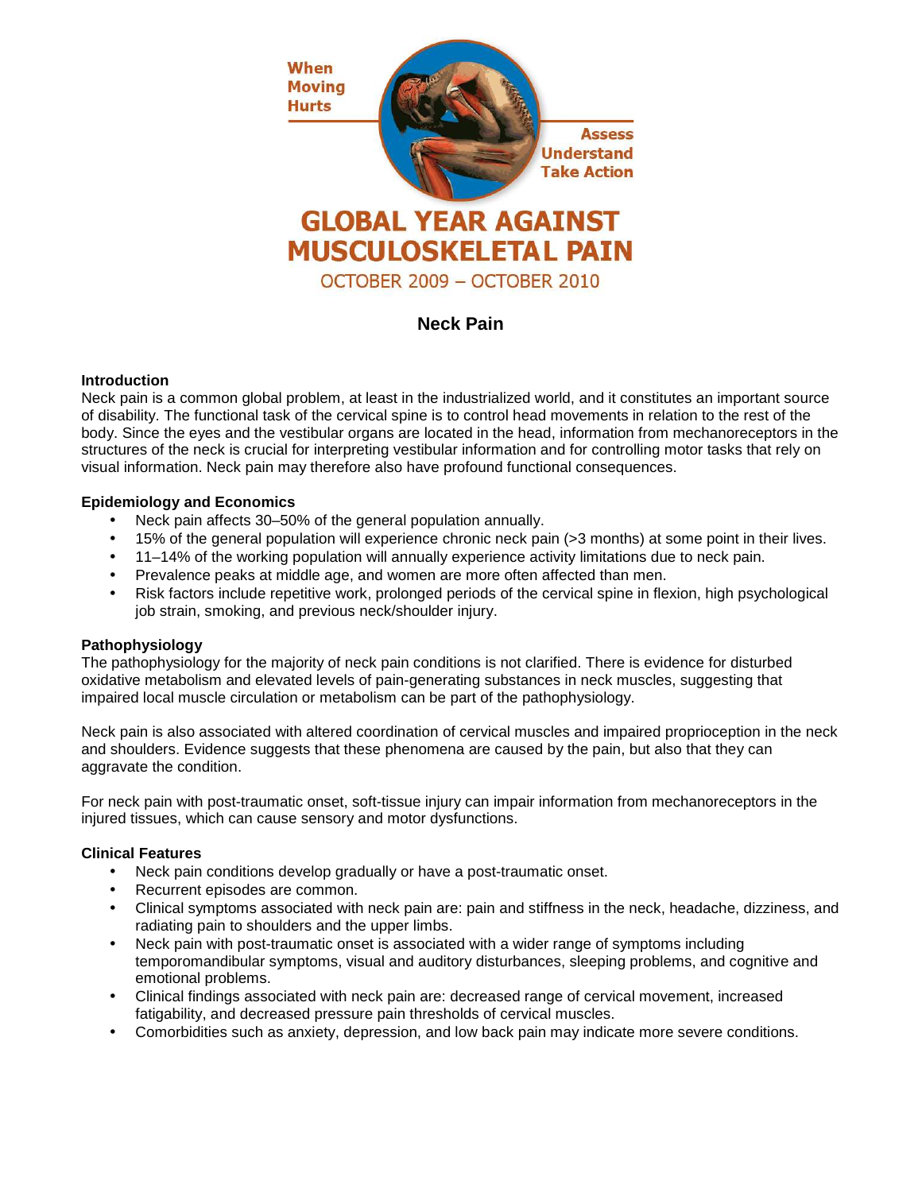When Moving Hurts

Assess Understand Take Action

# GLOBAL YEAR AGAINST MUSCULOSKELETAL PAIN

OCTOBER 2009 – OCTOBER 2010

## Neck Pain

### Introduction

Neck pain is a common global problem, at least in the industrialized world, and it constitutes an important source of disability. The functional task of the cervical spine is to control head movements in relation to the rest of the body. Since the eyes and the vestibular organs are located in the head, information from mechanoreceptors in the structures of the neck is crucial for interpreting vestibular information and for controlling motor tasks that rely on visual information. Neck pain may therefore also have profound functional consequences.

### Epidemiology and Economics

- Neck pain affects 30–50% of the general population annually.
- 15% of the general population will experience chronic neck pain (>3 months) at some point in their lives.
- 11–14% of the working population will annually experience activity limitations due to neck pain.
- Prevalence peaks at middle age, and women are more often affected than men.
- Risk factors include repetitive work, prolonged periods of the cervical spine in flexion, high psychological job strain, smoking, and previous neck/shoulder injury.

### Pathophysiology

The pathophysiology for the majority of neck pain conditions is not clarified. There is evidence for disturbed oxidative metabolism and elevated levels of pain-generating substances in neck muscles, suggesting that impaired local muscle circulation or metabolism can be part of the pathophysiology.

Neck pain is also associated with altered coordination of cervical muscles and impaired proprioception in the neck and shoulders. Evidence suggests that these phenomena are caused by the pain, but also that they can aggravate the condition.

For neck pain with post-traumatic onset, soft-tissue injury can impair information from mechanoreceptors in the injured tissues, which can cause sensory and motor dysfunctions.

### Clinical Features

- Neck pain conditions develop gradually or have a post-traumatic onset.
- Recurrent episodes are common.
- Clinical symptoms associated with neck pain are: pain and stiffness in the neck, headache, dizziness, and radiating pain to shoulders and the upper limbs.
- Neck pain with post-traumatic onset is associated with a wider range of symptoms including temporomandibular symptoms, visual and auditory disturbances, sleeping problems, and cognitive and emotional problems.
- Clinical findings associated with neck pain are: decreased range of cervical movement, increased fatigability, and decreased pressure pain thresholds of cervical muscles.
- Comorbidities such as anxiety, depression, and low back pain may indicate more severe conditions.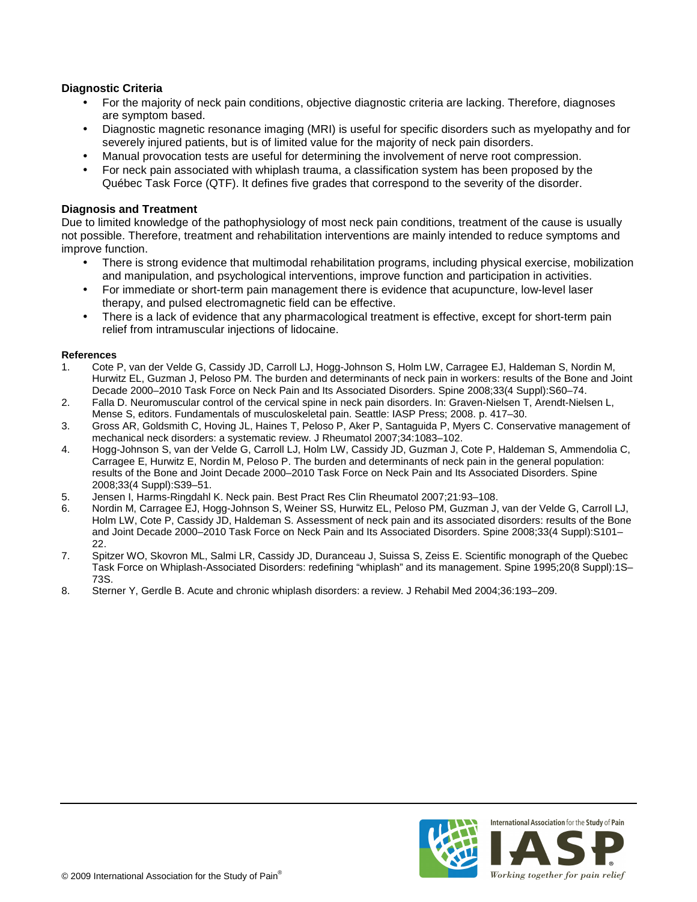### Diagnostic Criteria

- For the majority of neck pain conditions, objective diagnostic criteria are lacking. Therefore, diagnoses are symptom based.
- Diagnostic magnetic resonance imaging (MRI) is useful for specific disorders such as myelopathy and for severely injured patients, but is of limited value for the majority of neck pain disorders.
- Manual provocation tests are useful for determining the involvement of nerve root compression.
- For neck pain associated with whiplash trauma, a classification system has been proposed by the Québec Task Force (QTF). It defines five grades that correspond to the severity of the disorder.

### Diagnosis and Treatment

Due to limited knowledge of the pathophysiology of most neck pain conditions, treatment of the cause is usually not possible. Therefore, treatment and rehabilitation interventions are mainly intended to reduce symptoms and improve function.

- There is strong evidence that multimodal rehabilitation programs, including physical exercise, mobilization and manipulation, and psychological interventions, improve function and participation in activities.
- For immediate or short-term pain management there is evidence that acupuncture, low-level laser therapy, and pulsed electromagnetic field can be effective.
- There is a lack of evidence that any pharmacological treatment is effective, except for short-term pain relief from intramuscular injections of lidocaine.

#### References

1. Cote P, van der Velde G, Cassidy JD, Carroll LJ, Hogg-Johnson S, Holm LW, Carragee EJ, Haldeman S, Nordin M, Hurwitz EL, Guzman J, Peloso PM. The burden and determinants of neck pain in workers: results of the Bone and Joint Decade 2000–2010 Task Force on Neck Pain and Its Associated Disorders. Spine 2008;33(4 Suppl):S60–74.
2. Falla D. Neuromuscular control of the cervical spine in neck pain disorders. In: Graven-Nielsen T, Arendt-Nielsen L, Mense S, editors. Fundamentals of musculoskeletal pain. Seattle: IASP Press; 2008. p. 417–30.
3. Gross AR, Goldsmith C, Hoving JL, Haines T, Peloso P, Aker P, Santaguida P, Myers C. Conservative management of mechanical neck disorders: a systematic review. J Rheumatol 2007;34:1083–102.
4. Hogg-Johnson S, van der Velde G, Carroll LJ, Holm LW, Cassidy JD, Guzman J, Cote P, Haldeman S, Ammendolia C, Carragee E, Hurwitz E, Nordin M, Peloso P. The burden and determinants of neck pain in the general population: results of the Bone and Joint Decade 2000–2010 Task Force on Neck Pain and Its Associated Disorders. Spine 2008;33(4 Suppl):S39–51.
5. Jensen I, Harms-Ringdahl K. Neck pain. Best Pract Res Clin Rheumatol 2007;21:93–108.
6. Nordin M, Carragee EJ, Hogg-Johnson S, Weiner SS, Hurwitz EL, Peloso PM, Guzman J, van der Velde G, Carroll LJ, Holm LW, Cote P, Cassidy JD, Haldeman S. Assessment of neck pain and its associated disorders: results of the Bone and Joint Decade 2000–2010 Task Force on Neck Pain and Its Associated Disorders. Spine 2008;33(4 Suppl):S101–22.
7. Spitzer WO, Skovron ML, Salmi LR, Cassidy JD, Duranceau J, Suissa S, Zeiss E. Scientific monograph of the Quebec Task Force on Whiplash-Associated Disorders: redefining "whiplash" and its management. Spine 1995;20(8 Suppl):1S–73S.
8. Sterner Y, Gerdle B. Acute and chronic whiplash disorders: a review. J Rehabil Med 2004;36:193–209.

© 2009 International Association for the Study of Pain®

International Association for the Study of Pain
IASP®
*Working together for pain relief*